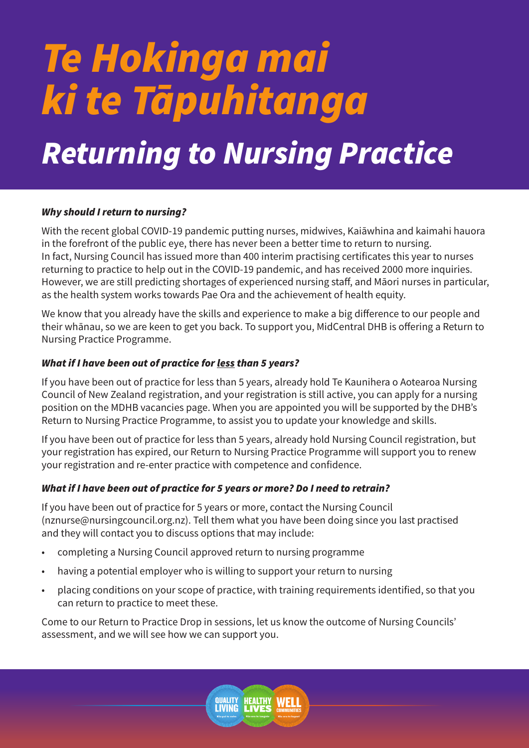# *Te Hokinga mai ki te Tāpuhitanga*

# *Returning to Nursing Practice*

***Why should I return to nursing?***

With the recent global COVID-19 pandemic putting nurses, midwives, Kaiāwhina and kaimahi hauora in the forefront of the public eye, there has never been a better time to return to nursing. In fact, Nursing Council has issued more than 400 interim practising certificates this year to nurses returning to practice to help out in the COVID-19 pandemic, and has received 2000 more inquiries. However, we are still predicting shortages of experienced nursing staff, and Māori nurses in particular, as the health system works towards Pae Ora and the achievement of health equity.

We know that you already have the skills and experience to make a big difference to our people and their whānau, so we are keen to get you back. To support you, MidCentral DHB is offering a Return to Nursing Practice Programme.

***What if I have been out of practice for <u>less</u> than 5 years?***

If you have been out of practice for less than 5 years, already hold Te Kaunihera o Aotearoa Nursing Council of New Zealand registration, and your registration is still active, you can apply for a nursing position on the MDHB vacancies page. When you are appointed you will be supported by the DHB's Return to Nursing Practice Programme, to assist you to update your knowledge and skills.

If you have been out of practice for less than 5 years, already hold Nursing Council registration, but your registration has expired, our Return to Nursing Practice Programme will support you to renew your registration and re-enter practice with competence and confidence.

***What if I have been out of practice for 5 years or more? Do I need to retrain?***

If you have been out of practice for 5 years or more, contact the Nursing Council (nznurse@nursingcouncil.org.nz). Tell them what you have been doing since you last practised and they will contact you to discuss options that may include:

- completing a Nursing Council approved return to nursing programme
- having a potential employer who is willing to support your return to nursing
- placing conditions on your scope of practice, with training requirements identified, so that you can return to practice to meet these.

Come to our Return to Practice Drop in sessions, let us know the outcome of Nursing Councils' assessment, and we will see how we can support you.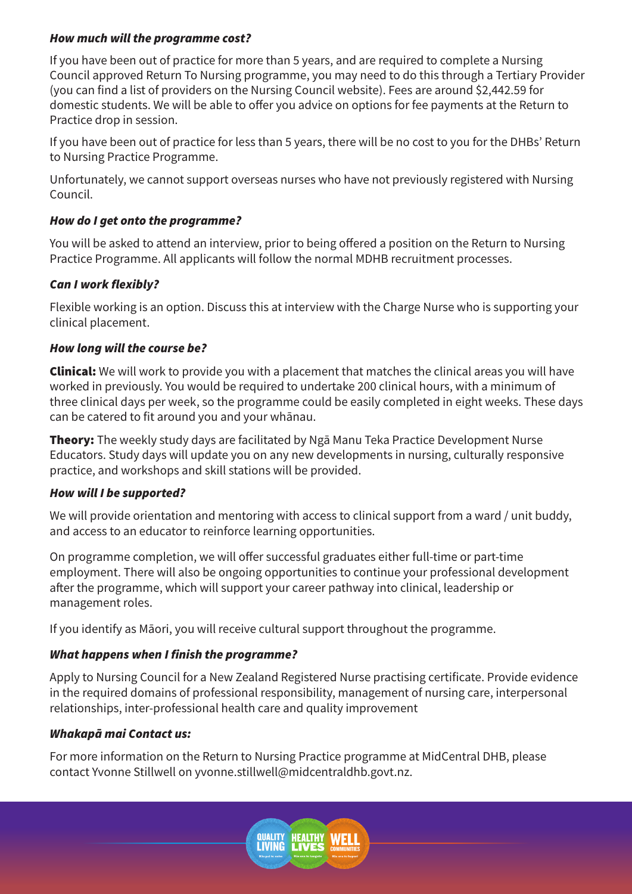### *How much will the programme cost?*

If you have been out of practice for more than 5 years, and are required to complete a Nursing Council approved Return To Nursing programme, you may need to do this through a Tertiary Provider (you can find a list of providers on the Nursing Council website). Fees are around $2,442.59 for domestic students. We will be able to offer you advice on options for fee payments at the Return to Practice drop in session.

If you have been out of practice for less than 5 years, there will be no cost to you for the DHBs' Return to Nursing Practice Programme.

Unfortunately, we cannot support overseas nurses who have not previously registered with Nursing Council.

### *How do I get onto the programme?*

You will be asked to attend an interview, prior to being offered a position on the Return to Nursing Practice Programme. All applicants will follow the normal MDHB recruitment processes.

### *Can I work flexibly?*

Flexible working is an option. Discuss this at interview with the Charge Nurse who is supporting your clinical placement.

### *How long will the course be?*

**Clinical:** We will work to provide you with a placement that matches the clinical areas you will have worked in previously. You would be required to undertake 200 clinical hours, with a minimum of three clinical days per week, so the programme could be easily completed in eight weeks. These days can be catered to fit around you and your whānau.

**Theory:** The weekly study days are facilitated by Ngā Manu Teka Practice Development Nurse Educators. Study days will update you on any new developments in nursing, culturally responsive practice, and workshops and skill stations will be provided.

### *How will I be supported?*

We will provide orientation and mentoring with access to clinical support from a ward / unit buddy, and access to an educator to reinforce learning opportunities.

On programme completion, we will offer successful graduates either full-time or part-time employment. There will also be ongoing opportunities to continue your professional development after the programme, which will support your career pathway into clinical, leadership or management roles.

If you identify as Māori, you will receive cultural support throughout the programme.

### *What happens when I finish the programme?*

Apply to Nursing Council for a New Zealand Registered Nurse practising certificate. Provide evidence in the required domains of professional responsibility, management of nursing care, interpersonal relationships, inter-professional health care and quality improvement

### *Whakapā mai Contact us:*

For more information on the Return to Nursing Practice programme at MidCentral DHB, please contact Yvonne Stillwell on yvonne.stillwell@midcentraldhb.govt.nz.